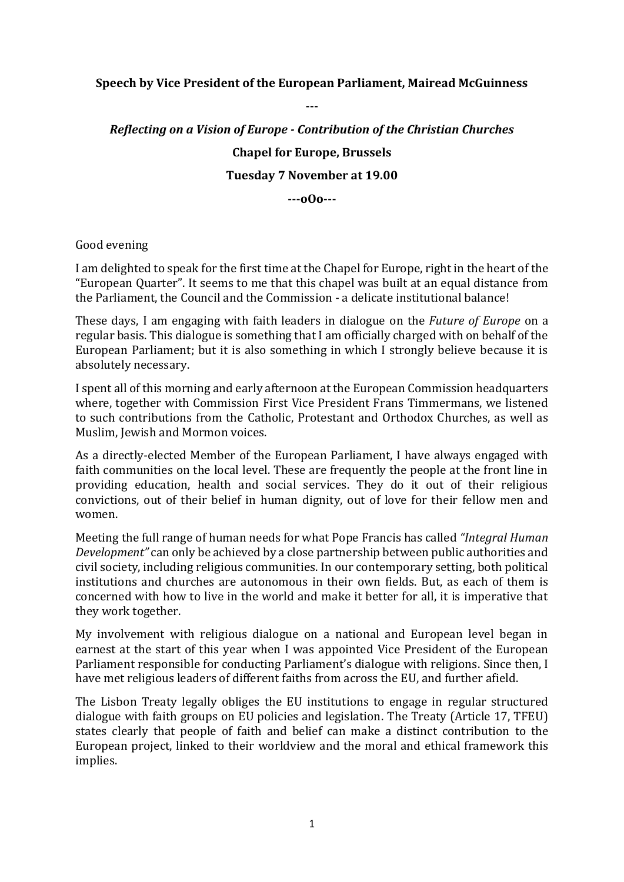**Speech by Vice President of the European Parliament, Mairead McGuinness**

---

***Reflecting on a Vision of Europe - Contribution of the Christian Churches***

**Chapel for Europe, Brussels**

**Tuesday 7 November at 19.00**

**---oOo---**

Good evening

I am delighted to speak for the first time at the Chapel for Europe, right in the heart of the "European Quarter". It seems to me that this chapel was built at an equal distance from the Parliament, the Council and the Commission - a delicate institutional balance!

These days, I am engaging with faith leaders in dialogue on the *Future of Europe* on a regular basis. This dialogue is something that I am officially charged with on behalf of the European Parliament; but it is also something in which I strongly believe because it is absolutely necessary.

I spent all of this morning and early afternoon at the European Commission headquarters where, together with Commission First Vice President Frans Timmermans, we listened to such contributions from the Catholic, Protestant and Orthodox Churches, as well as Muslim, Jewish and Mormon voices.

As a directly-elected Member of the European Parliament, I have always engaged with faith communities on the local level. These are frequently the people at the front line in providing education, health and social services. They do it out of their religious convictions, out of their belief in human dignity, out of love for their fellow men and women.

Meeting the full range of human needs for what Pope Francis has called *"Integral Human Development"* can only be achieved by a close partnership between public authorities and civil society, including religious communities. In our contemporary setting, both political institutions and churches are autonomous in their own fields. But, as each of them is concerned with how to live in the world and make it better for all, it is imperative that they work together.

My involvement with religious dialogue on a national and European level began in earnest at the start of this year when I was appointed Vice President of the European Parliament responsible for conducting Parliament's dialogue with religions. Since then, I have met religious leaders of different faiths from across the EU, and further afield.

The Lisbon Treaty legally obliges the EU institutions to engage in regular structured dialogue with faith groups on EU policies and legislation. The Treaty (Article 17, TFEU) states clearly that people of faith and belief can make a distinct contribution to the European project, linked to their worldview and the moral and ethical framework this implies.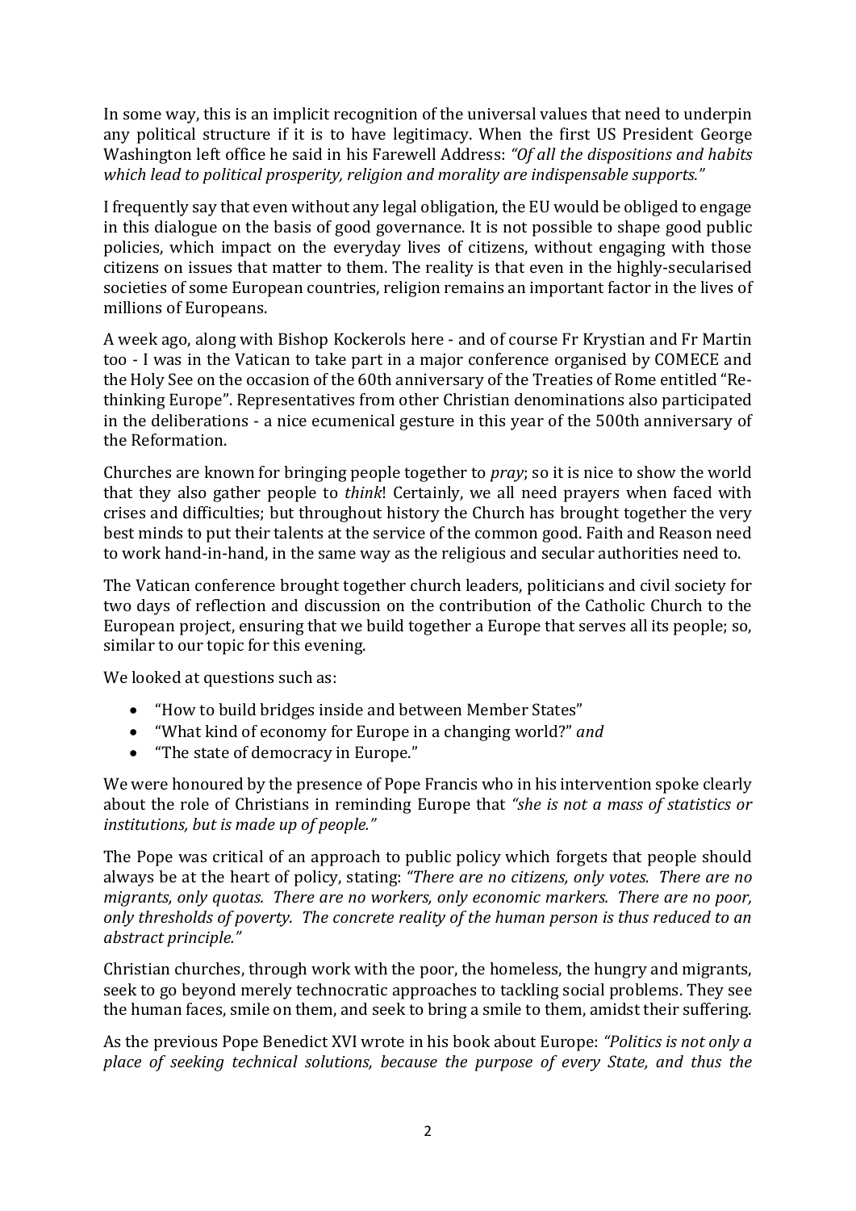In some way, this is an implicit recognition of the universal values that need to underpin any political structure if it is to have legitimacy. When the first US President George Washington left office he said in his Farewell Address: *"Of all the dispositions and habits which lead to political prosperity, religion and morality are indispensable supports."*

I frequently say that even without any legal obligation, the EU would be obliged to engage in this dialogue on the basis of good governance. It is not possible to shape good public policies, which impact on the everyday lives of citizens, without engaging with those citizens on issues that matter to them. The reality is that even in the highly-secularised societies of some European countries, religion remains an important factor in the lives of millions of Europeans.

A week ago, along with Bishop Kockerols here - and of course Fr Krystian and Fr Martin too - I was in the Vatican to take part in a major conference organised by COMECE and the Holy See on the occasion of the 60th anniversary of the Treaties of Rome entitled "Re-thinking Europe". Representatives from other Christian denominations also participated in the deliberations - a nice ecumenical gesture in this year of the 500th anniversary of the Reformation.

Churches are known for bringing people together to *pray*; so it is nice to show the world that they also gather people to *think*! Certainly, we all need prayers when faced with crises and difficulties; but throughout history the Church has brought together the very best minds to put their talents at the service of the common good. Faith and Reason need to work hand-in-hand, in the same way as the religious and secular authorities need to.

The Vatican conference brought together church leaders, politicians and civil society for two days of reflection and discussion on the contribution of the Catholic Church to the European project, ensuring that we build together a Europe that serves all its people; so, similar to our topic for this evening.

We looked at questions such as:

- "How to build bridges inside and between Member States"
- "What kind of economy for Europe in a changing world?" *and*
- "The state of democracy in Europe."

We were honoured by the presence of Pope Francis who in his intervention spoke clearly about the role of Christians in reminding Europe that *"she is not a mass of statistics or institutions, but is made up of people."*

The Pope was critical of an approach to public policy which forgets that people should always be at the heart of policy, stating: *"There are no citizens, only votes. There are no migrants, only quotas. There are no workers, only economic markers. There are no poor, only thresholds of poverty. The concrete reality of the human person is thus reduced to an abstract principle."*

Christian churches, through work with the poor, the homeless, the hungry and migrants, seek to go beyond merely technocratic approaches to tackling social problems. They see the human faces, smile on them, and seek to bring a smile to them, amidst their suffering.

As the previous Pope Benedict XVI wrote in his book about Europe: *"Politics is not only a place of seeking technical solutions, because the purpose of every State, and thus the*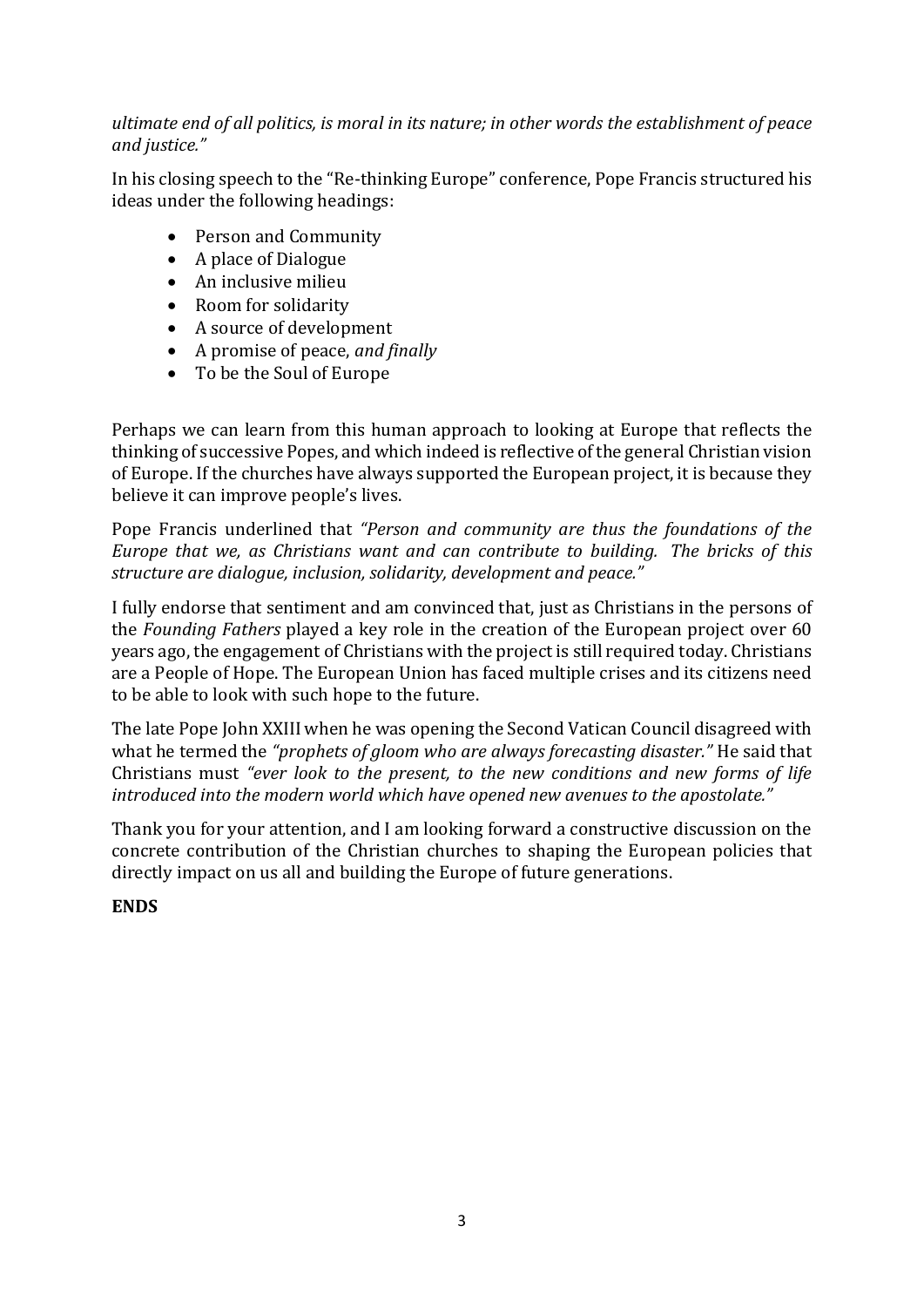*ultimate end of all politics, is moral in its nature; in other words the establishment of peace and justice."*

In his closing speech to the "Re-thinking Europe" conference, Pope Francis structured his ideas under the following headings:

- Person and Community
- A place of Dialogue
- An inclusive milieu
- Room for solidarity
- A source of development
- A promise of peace, *and finally*
- To be the Soul of Europe

Perhaps we can learn from this human approach to looking at Europe that reflects the thinking of successive Popes, and which indeed is reflective of the general Christian vision of Europe. If the churches have always supported the European project, it is because they believe it can improve people's lives.

Pope Francis underlined that *"Person and community are thus the foundations of the Europe that we, as Christians want and can contribute to building. The bricks of this structure are dialogue, inclusion, solidarity, development and peace."*

I fully endorse that sentiment and am convinced that, just as Christians in the persons of the *Founding Fathers* played a key role in the creation of the European project over 60 years ago, the engagement of Christians with the project is still required today. Christians are a People of Hope. The European Union has faced multiple crises and its citizens need to be able to look with such hope to the future.

The late Pope John XXIII when he was opening the Second Vatican Council disagreed with what he termed the *"prophets of gloom who are always forecasting disaster."* He said that Christians must *"ever look to the present, to the new conditions and new forms of life introduced into the modern world which have opened new avenues to the apostolate."*

Thank you for your attention, and I am looking forward a constructive discussion on the concrete contribution of the Christian churches to shaping the European policies that directly impact on us all and building the Europe of future generations.

**ENDS**